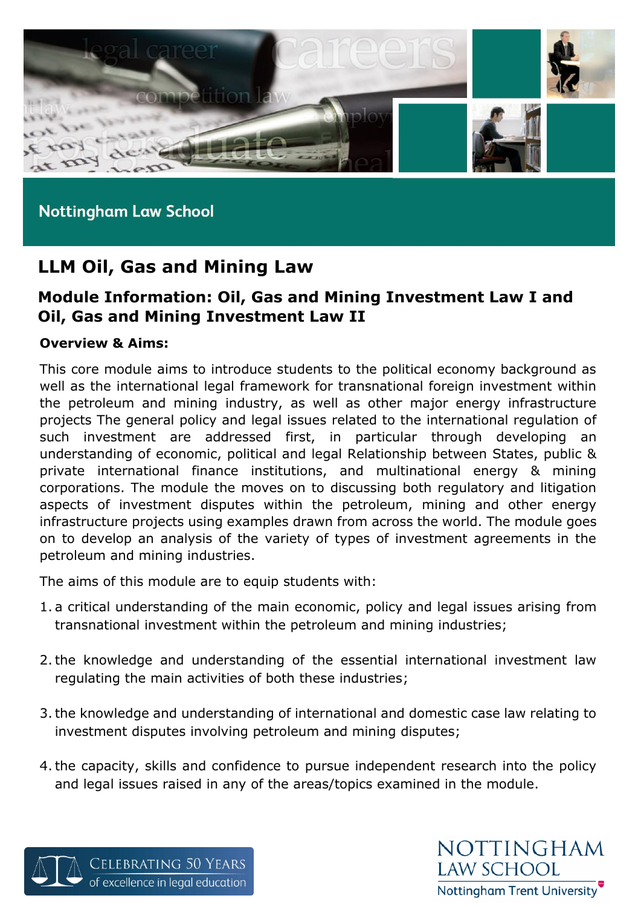Nottingham Law School

# LLM Oil, Gas and Mining Law

## Module Information: Oil, Gas and Mining Investment Law I and Oil, Gas and Mining Investment Law II

**Overview & Aims:**

This core module aims to introduce students to the political economy background as well as the international legal framework for transnational foreign investment within the petroleum and mining industry, as well as other major energy infrastructure projects The general policy and legal issues related to the international regulation of such investment are addressed first, in particular through developing an understanding of economic, political and legal Relationship between States, public & private international finance institutions, and multinational energy & mining corporations. The module the moves on to discussing both regulatory and litigation aspects of investment disputes within the petroleum, mining and other energy infrastructure projects using examples drawn from across the world. The module goes on to develop an analysis of the variety of types of investment agreements in the petroleum and mining industries.

The aims of this module are to equip students with:

1. a critical understanding of the main economic, policy and legal issues arising from transnational investment within the petroleum and mining industries;

2. the knowledge and understanding of the essential international investment law regulating the main activities of both these industries;

3. the knowledge and understanding of international and domestic case law relating to investment disputes involving petroleum and mining disputes;

4. the capacity, skills and confidence to pursue independent research into the policy and legal issues raised in any of the areas/topics examined in the module.

Celebrating 50 Years of excellence in legal education

Nottingham Law School
Nottingham Trent University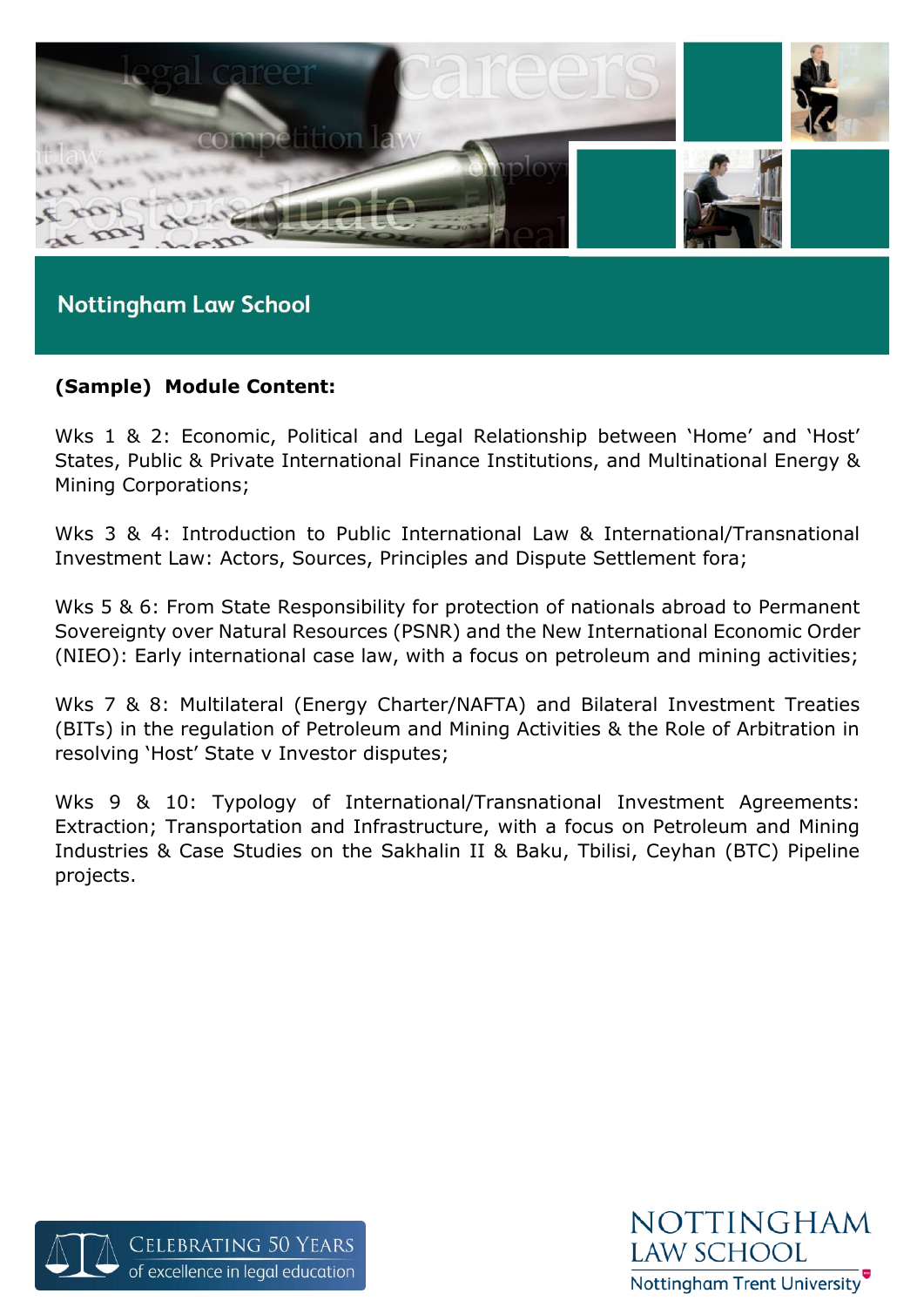Nottingham Law School

**(Sample) Module Content:**

Wks 1 & 2: Economic, Political and Legal Relationship between 'Home' and 'Host' States, Public & Private International Finance Institutions, and Multinational Energy & Mining Corporations;

Wks 3 & 4: Introduction to Public International Law & International/Transnational Investment Law: Actors, Sources, Principles and Dispute Settlement fora;

Wks 5 & 6: From State Responsibility for protection of nationals abroad to Permanent Sovereignty over Natural Resources (PSNR) and the New International Economic Order (NIEO): Early international case law, with a focus on petroleum and mining activities;

Wks 7 & 8: Multilateral (Energy Charter/NAFTA) and Bilateral Investment Treaties (BITs) in the regulation of Petroleum and Mining Activities & the Role of Arbitration in resolving 'Host' State v Investor disputes;

Wks 9 & 10: Typology of International/Transnational Investment Agreements: Extraction; Transportation and Infrastructure, with a focus on Petroleum and Mining Industries & Case Studies on the Sakhalin II & Baku, Tbilisi, Ceyhan (BTC) Pipeline projects.

Celebrating 50 Years of excellence in legal education

Nottingham Law School
Nottingham Trent University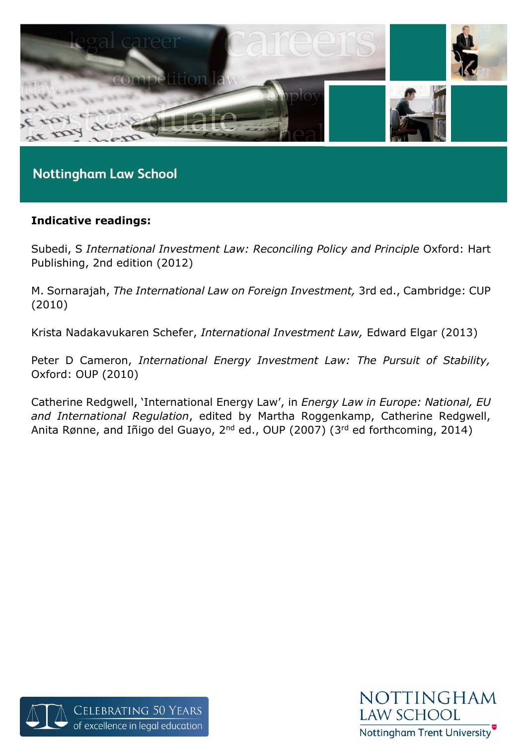**Indicative readings:**

Subedi, S *International Investment Law: Reconciling Policy and Principle* Oxford: Hart Publishing, 2nd edition (2012)

M. Sornarajah, *The International Law on Foreign Investment,* 3rd ed., Cambridge: CUP (2010)

Krista Nadakavukaren Schefer, *International Investment Law,* Edward Elgar (2013)

Peter D Cameron, *International Energy Investment Law: The Pursuit of Stability,* Oxford: OUP (2010)

Catherine Redgwell, 'International Energy Law', in *Energy Law in Europe: National, EU and International Regulation*, edited by Martha Roggenkamp, Catherine Redgwell, Anita Rønne, and Iñigo del Guayo, 2nd ed., OUP (2007) (3rd ed forthcoming, 2014)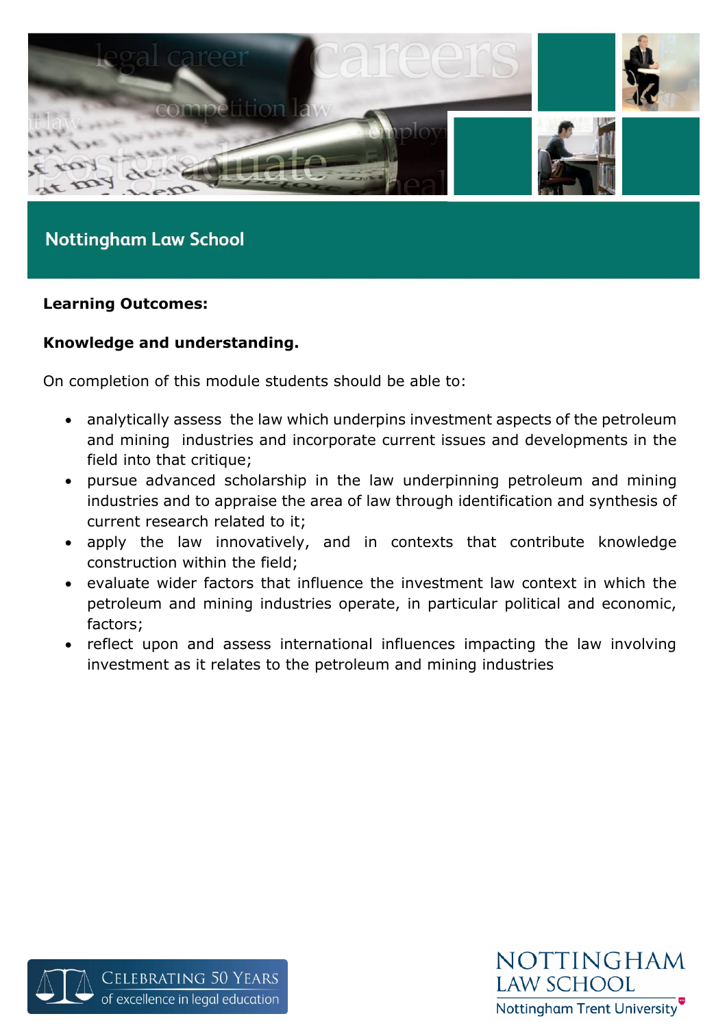**Learning Outcomes:**

**Knowledge and understanding.**

On completion of this module students should be able to:

- analytically assess the law which underpins investment aspects of the petroleum and mining industries and incorporate current issues and developments in the field into that critique;
- pursue advanced scholarship in the law underpinning petroleum and mining industries and to appraise the area of law through identification and synthesis of current research related to it;
- apply the law innovatively, and in contexts that contribute knowledge construction within the field;
- evaluate wider factors that influence the investment law context in which the petroleum and mining industries operate, in particular political and economic, factors;
- reflect upon and assess international influences impacting the law involving investment as it relates to the petroleum and mining industries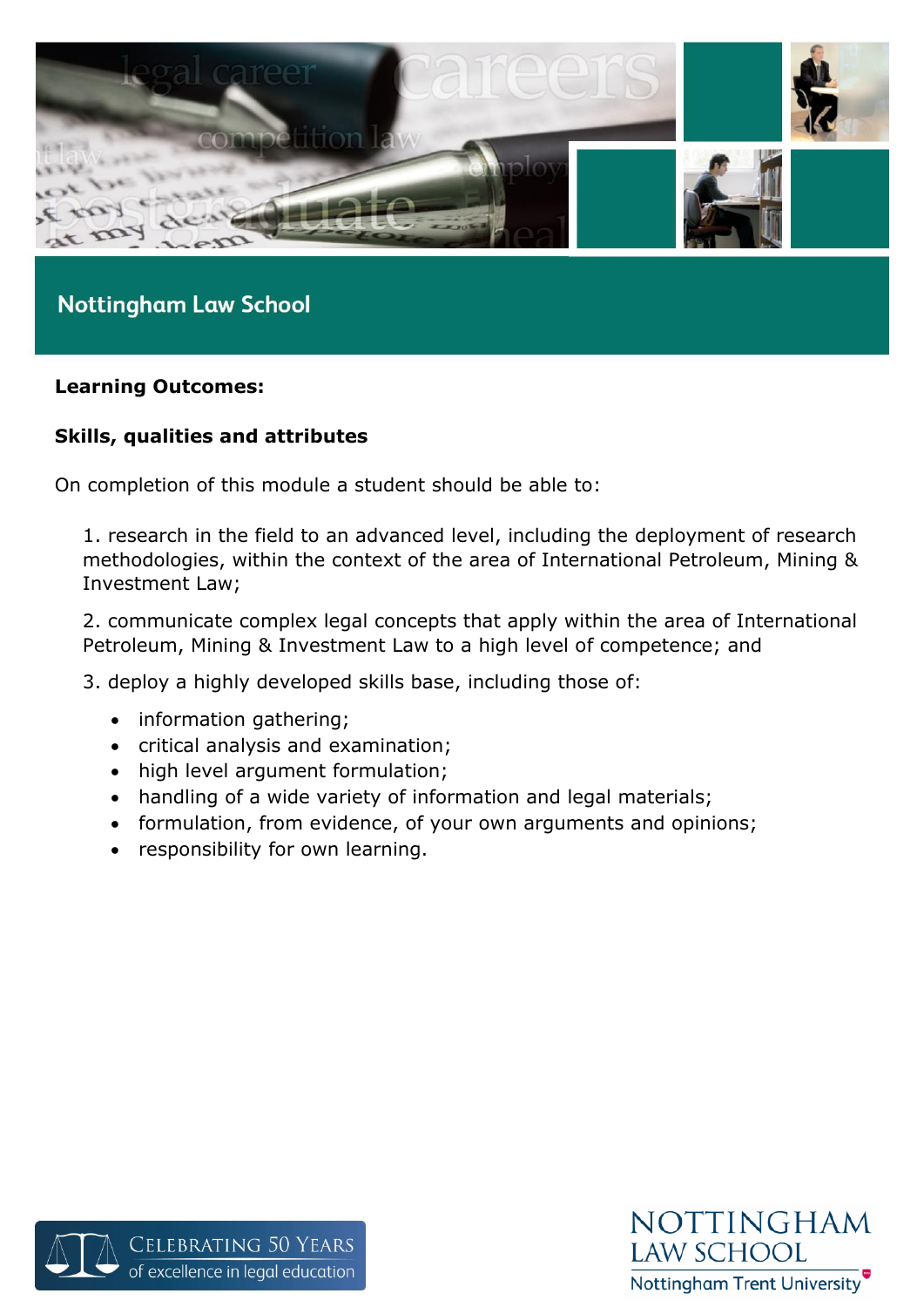**Learning Outcomes:**

**Skills, qualities and attributes**

On completion of this module a student should be able to:

1. research in the field to an advanced level, including the deployment of research methodologies, within the context of the area of International Petroleum, Mining & Investment Law;

2. communicate complex legal concepts that apply within the area of International Petroleum, Mining & Investment Law to a high level of competence; and

3. deploy a highly developed skills base, including those of:

- information gathering;
- critical analysis and examination;
- high level argument formulation;
- handling of a wide variety of information and legal materials;
- formulation, from evidence, of your own arguments and opinions;
- responsibility for own learning.